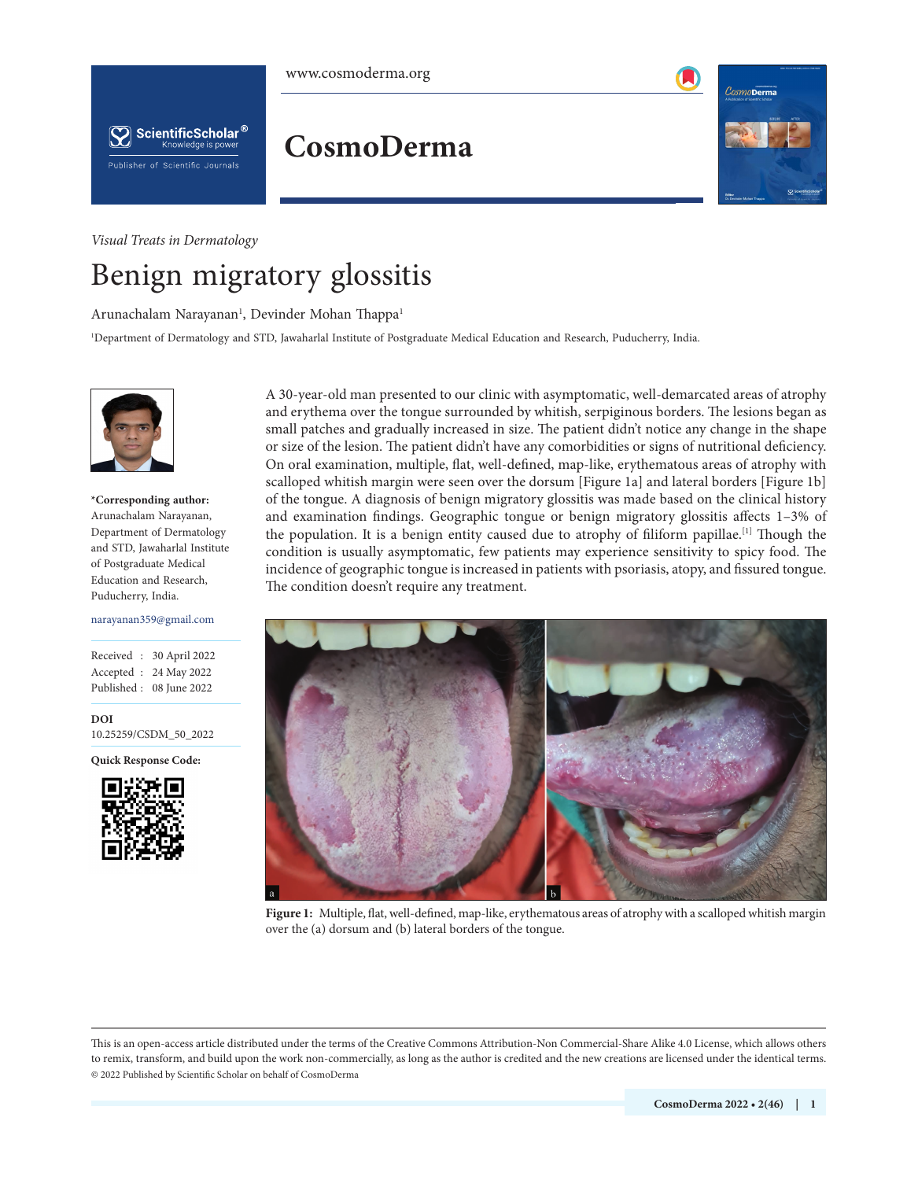*Visual Treats in Dermatology*

# Benign migratory glossitis

Arunachalam Narayanan[1], Devinder Mohan Thappa[1]

[1]Department of Dermatology and STD, Jawaharlal Institute of Postgraduate Medical Education and Research, Puducherry, India.

**\*Corresponding author:** Arunachalam Narayanan, Department of Dermatology and STD, Jawaharlal Institute of Postgraduate Medical Education and Research, Puducherry, India.

narayanan359@gmail.com

Received : 30 April 2022
Accepted : 24 May 2022
Published : 08 June 2022

**DOI**
10.25259/CSDM_50_2022

**Quick Response Code:**

A 30-year-old man presented to our clinic with asymptomatic, well-demarcated areas of atrophy and erythema over the tongue surrounded by whitish, serpiginous borders. The lesions began as small patches and gradually increased in size. The patient didn't notice any change in the shape or size of the lesion. The patient didn't have any comorbidities or signs of nutritional deficiency. On oral examination, multiple, flat, well-defined, map-like, erythematous areas of atrophy with scalloped whitish margin were seen over the dorsum [Figure 1a] and lateral borders [Figure 1b] of the tongue. A diagnosis of benign migratory glossitis was made based on the clinical history and examination findings. Geographic tongue or benign migratory glossitis affects 1–3% of the population. It is a benign entity caused due to atrophy of filiform papillae.[1] Though the condition is usually asymptomatic, few patients may experience sensitivity to spicy food. The incidence of geographic tongue is increased in patients with psoriasis, atopy, and fissured tongue. The condition doesn't require any treatment.

**Figure 1:** Multiple, flat, well-defined, map-like, erythematous areas of atrophy with a scalloped whitish margin over the (a) dorsum and (b) lateral borders of the tongue.

This is an open-access article distributed under the terms of the Creative Commons Attribution-Non Commercial-Share Alike 4.0 License, which allows others to remix, transform, and build upon the work non-commercially, as long as the author is credited and the new creations are licensed under the identical terms.
© 2022 Published by Scientific Scholar on behalf of CosmoDerma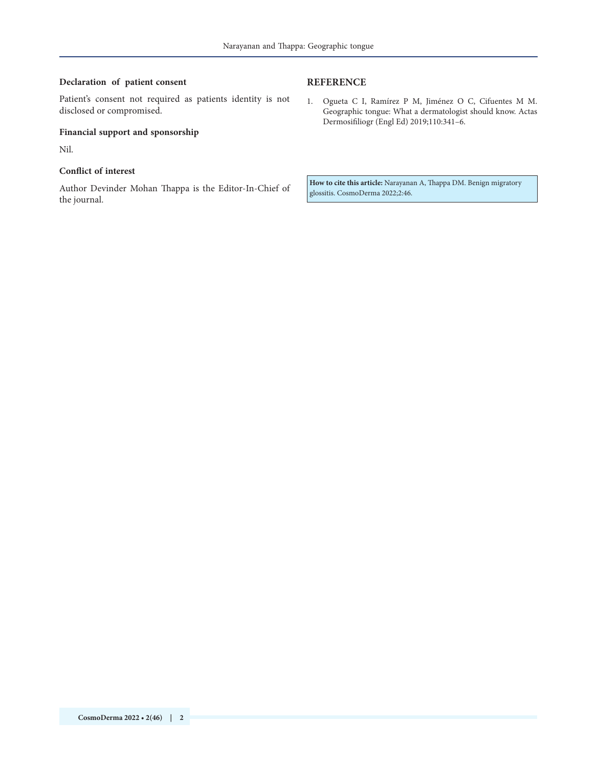### Declaration of patient consent

Patient's consent not required as patients identity is not disclosed or compromised.

### Financial support and sponsorship

Nil.

### Conflict of interest

Author Devinder Mohan Thappa is the Editor-In-Chief of the journal.

## REFERENCE

1. Ogueta C I, Ramírez P M, Jiménez O C, Cifuentes M M. Geographic tongue: What a dermatologist should know. Actas Dermosifiliogr (Engl Ed) 2019;110:341–6.

**How to cite this article:** Narayanan A, Thappa DM. Benign migratory glossitis. CosmoDerma 2022;2:46.